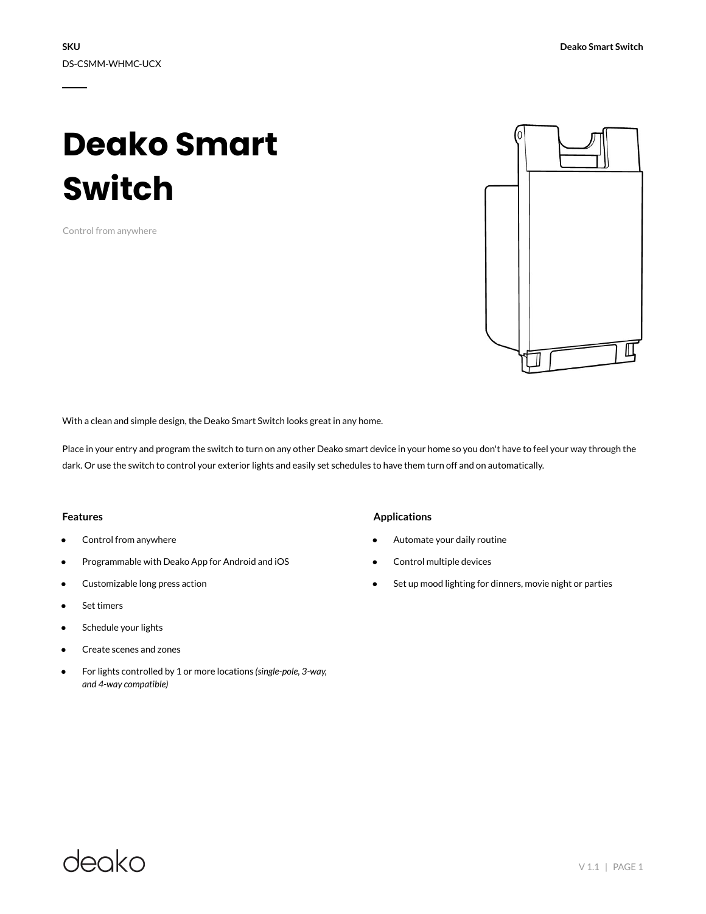**SKU**

DS-CSMM-WHMC-UCX

# Deako Smart Switch

Control from anywhere

With a clean and simple design, the Deako Smart Switch looks great in any home.

Place in your entry and program the switch to turn on any other Deako smart device in your home so you don't have to feel your way through the dark. Or use the switch to control your exterior lights and easily set schedules to have them turn off and on automatically.

### Features

- Control from anywhere
- Programmable with Deako App for Android and iOS
- Customizable long press action
- Set timers
- Schedule your lights
- Create scenes and zones
- For lights controlled by 1 or more locations *(single-pole, 3-way, and 4-way compatible)*

### Applications

- Automate your daily routine
- Control multiple devices
- Set up mood lighting for dinners, movie night or parties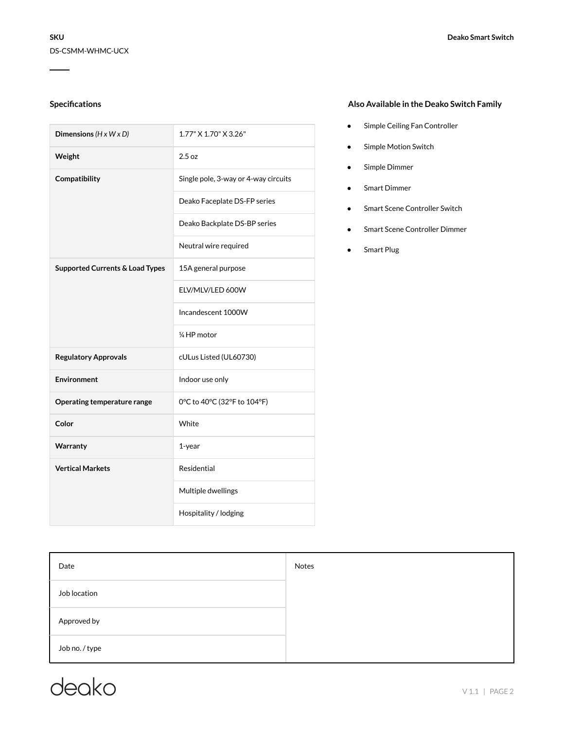**SKU**

DS-CSMM-WHMC-UCX

**Deako Smart Switch**

## Specifications

| | |
|---|---|
| **Dimensions** *(H x W x D)* | 1.77" X 1.70" X 3.26" |
| **Weight** | 2.5 oz |
| **Compatibility** | Single pole, 3-way or 4-way circuits |
| | Deako Faceplate DS-FP series |
| | Deako Backplate DS-BP series |
| | Neutral wire required |
| **Supported Currents & Load Types** | 15A general purpose |
| | ELV/MLV/LED 600W |
| | Incandescent 1000W |
| | ¼ HP motor |
| **Regulatory Approvals** | cULus Listed (UL60730) |
| **Environment** | Indoor use only |
| **Operating temperature range** | 0°C to 40°C (32°F to 104°F) |
| **Color** | White |
| **Warranty** | 1-year |
| **Vertical Markets** | Residential |
| | Multiple dwellings |
| | Hospitality / lodging |

## Also Available in the Deako Switch Family

- Simple Ceiling Fan Controller
- Simple Motion Switch
- Simple Dimmer
- Smart Dimmer
- Smart Scene Controller Switch
- Smart Scene Controller Dimmer
- Smart Plug

| | |
|---|---|
| Date | Notes |
| Job location | |
| Approved by | |
| Job no. / type | |

deako